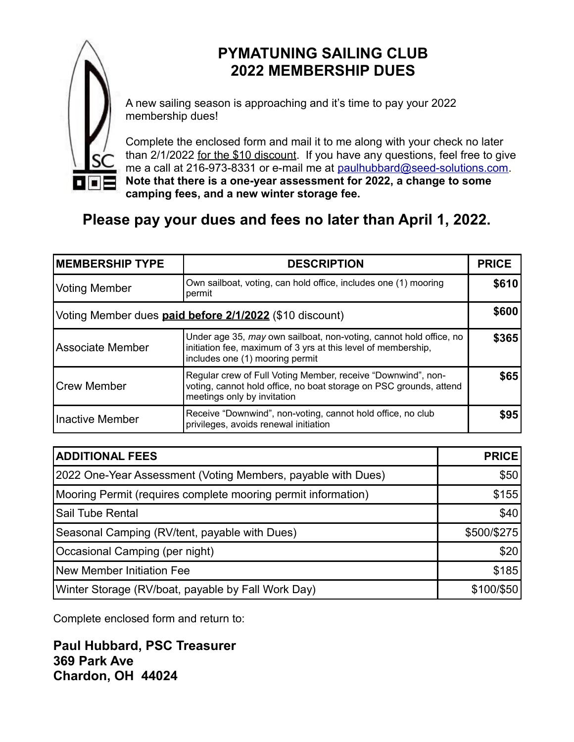# PYMATUNING SAILING CLUB
# 2022 MEMBERSHIP DUES

A new sailing season is approaching and it's time to pay your 2022 membership dues!

Complete the enclosed form and mail it to me along with your check no later than 2/1/2022 for the $10 discount. If you have any questions, feel free to give me a call at 216-973-8331 or e-mail me at paulhubbard@seed-solutions.com. **Note that there is a one-year assessment for 2022, a change to some camping fees, and a new winter storage fee.**

## Please pay your dues and fees no later than April 1, 2022.

| MEMBERSHIP TYPE | DESCRIPTION | PRICE |
|---|---|---|
| Voting Member | Own sailboat, voting, can hold office, includes one (1) mooring permit | **$610** |
| Voting Member dues **paid before 2/1/2022** ($10 discount) | | **$600** |
| Associate Member | Under age 35, *may* own sailboat, non-voting, cannot hold office, no initiation fee, maximum of 3 yrs at this level of membership, includes one (1) mooring permit | **$365** |
| Crew Member | Regular crew of Full Voting Member, receive "Downwind", non-voting, cannot hold office, no boat storage on PSC grounds, attend meetings only by invitation | **$65** |
| Inactive Member | Receive "Downwind", non-voting, cannot hold office, no club privileges, avoids renewal initiation | **$95** |

| ADDITIONAL FEES | PRICE |
|---|---|
| 2022 One-Year Assessment (Voting Members, payable with Dues) | $50 |
| Mooring Permit (requires complete mooring permit information) | $155 |
| Sail Tube Rental | $40 |
| Seasonal Camping (RV/tent, payable with Dues) | $500/$275 |
| Occasional Camping (per night) | $20 |
| New Member Initiation Fee | $185 |
| Winter Storage (RV/boat, payable by Fall Work Day) | $100/$50 |

Complete enclosed form and return to:

**Paul Hubbard, PSC Treasurer**
**369 Park Ave**
**Chardon, OH 44024**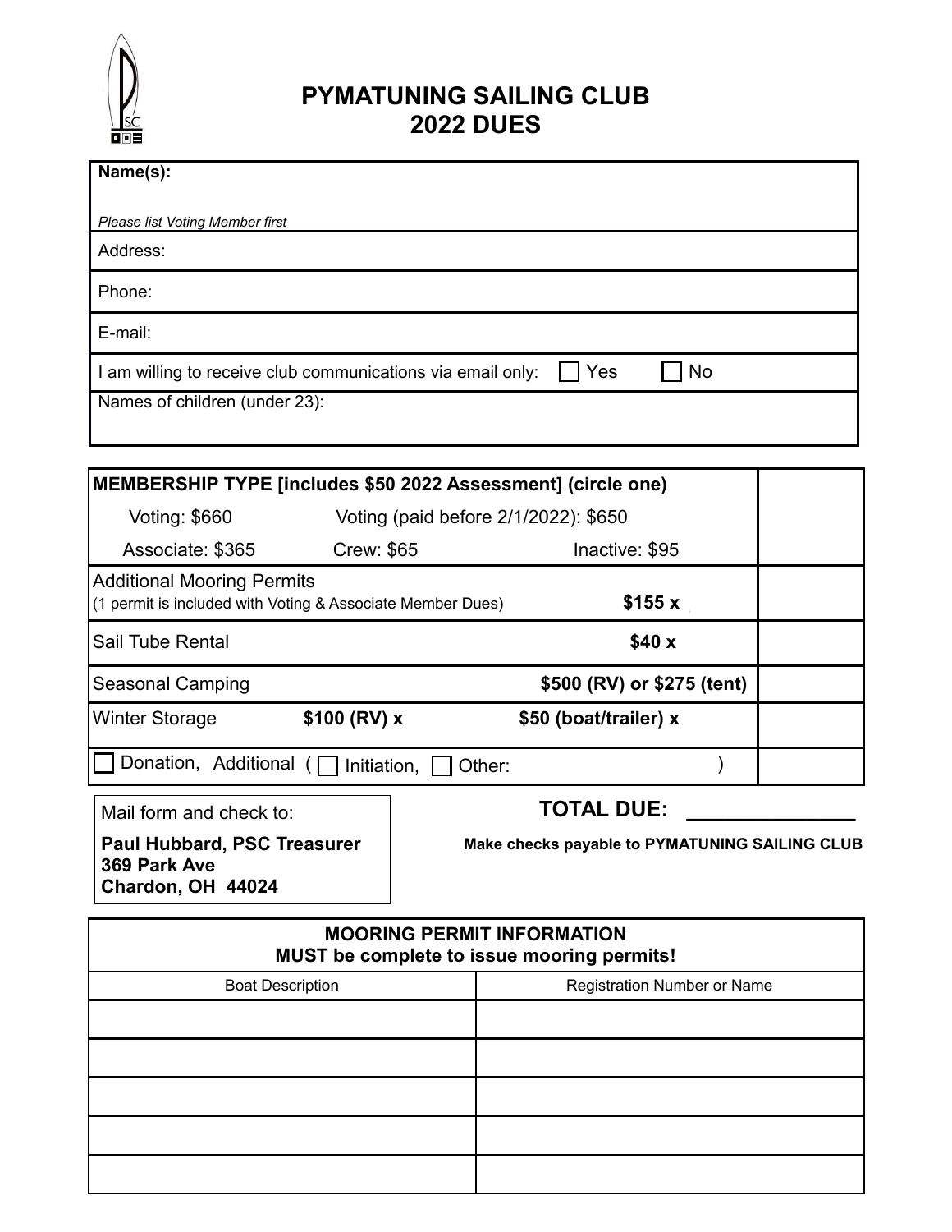# PYMATUNING SAILING CLUB
# 2022 DUES

| | |
|---|---|
| **Name(s):**<br><br>*Please list Voting Member first* | |
| Address: | |
| Phone: | |
| E-mail: | |
| I am willing to receive club communications via email only: ☐ Yes ☐ No | |
| Names of children (under 23): | |

| **MEMBERSHIP TYPE [includes $50 2022 Assessment] (circle one)** | | | |
|---|---|---|---|
| Voting: $660 | Voting (paid before 2/1/2022): $650 | | |
| Associate: $365 | Crew: $65 | Inactive: $95 | |
| Additional Mooring Permits<br>(1 permit is included with Voting & Associate Member Dues) | | **$155 x** | |
| Sail Tube Rental | | **$40 x** | |
| Seasonal Camping | | **$500 (RV) or $275 (tent)** | |
| Winter Storage | **$100 (RV) x** | **$50 (boat/trailer) x** | |
| ☐ Donation, Additional ( ☐ Initiation, ☐ Other: ) | | | |

Mail form and check to:

**Paul Hubbard, PSC Treasurer**
**369 Park Ave**
**Chardon, OH 44024**

**TOTAL DUE: ______________**

**Make checks payable to PYMATUNING SAILING CLUB**

**MOORING PERMIT INFORMATION**
**MUST be complete to issue mooring permits!**

| Boat Description | Registration Number or Name |
|---|---|
| | |
| | |
| | |
| | |
| | |